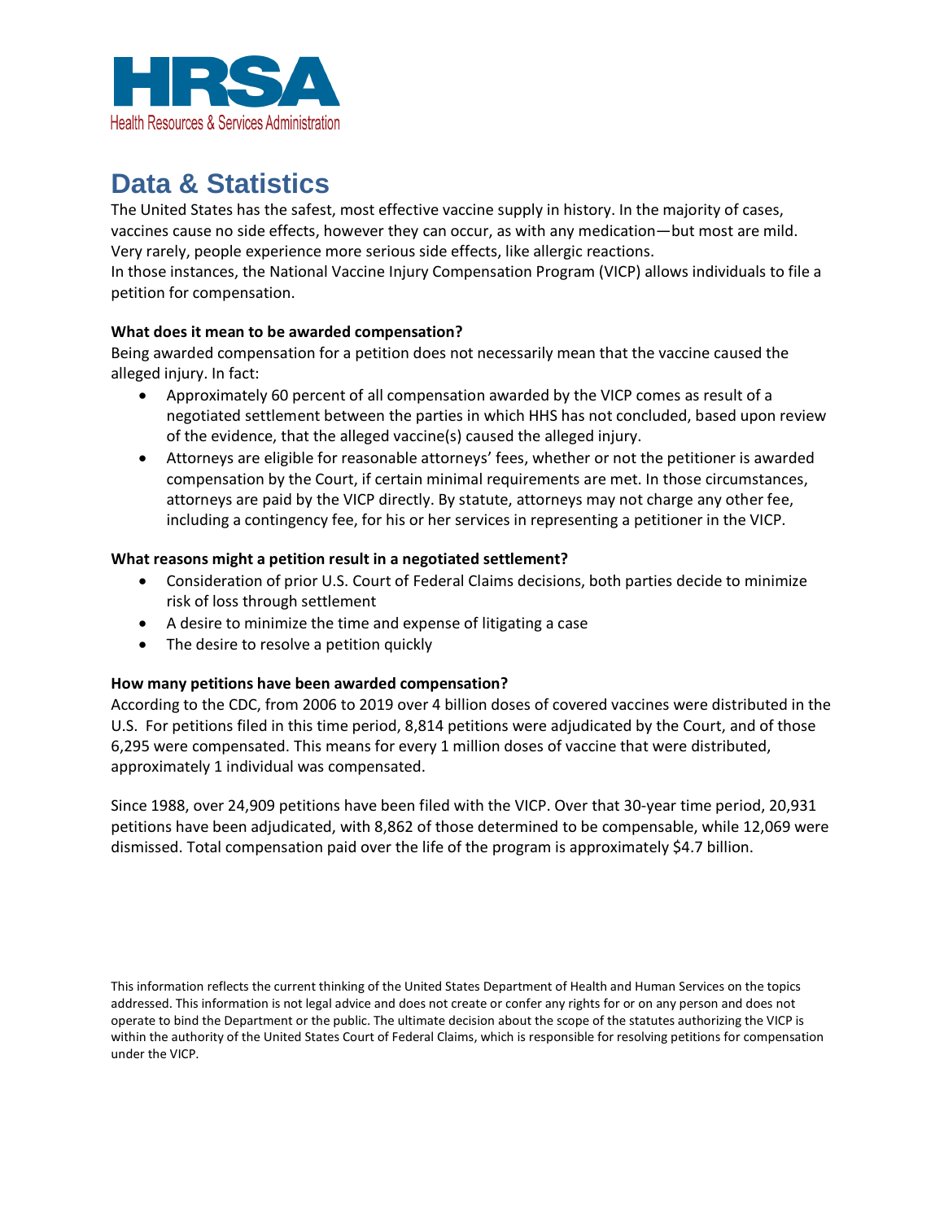# HRSA

Health Resources & Services Administration

## Data & Statistics

The United States has the safest, most effective vaccine supply in history. In the majority of cases, vaccines cause no side effects, however they can occur, as with any medication—but most are mild. Very rarely, people experience more serious side effects, like allergic reactions.

In those instances, the National Vaccine Injury Compensation Program (VICP) allows individuals to file a petition for compensation.

**What does it mean to be awarded compensation?**

Being awarded compensation for a petition does not necessarily mean that the vaccine caused the alleged injury. In fact:

- Approximately 60 percent of all compensation awarded by the VICP comes as result of a negotiated settlement between the parties in which HHS has not concluded, based upon review of the evidence, that the alleged vaccine(s) caused the alleged injury.
- Attorneys are eligible for reasonable attorneys' fees, whether or not the petitioner is awarded compensation by the Court, if certain minimal requirements are met. In those circumstances, attorneys are paid by the VICP directly. By statute, attorneys may not charge any other fee, including a contingency fee, for his or her services in representing a petitioner in the VICP.

**What reasons might a petition result in a negotiated settlement?**

- Consideration of prior U.S. Court of Federal Claims decisions, both parties decide to minimize risk of loss through settlement
- A desire to minimize the time and expense of litigating a case
- The desire to resolve a petition quickly

**How many petitions have been awarded compensation?**

According to the CDC, from 2006 to 2019 over 4 billion doses of covered vaccines were distributed in the U.S. For petitions filed in this time period, 8,814 petitions were adjudicated by the Court, and of those 6,295 were compensated. This means for every 1 million doses of vaccine that were distributed, approximately 1 individual was compensated.

Since 1988, over 24,909 petitions have been filed with the VICP. Over that 30-year time period, 20,931 petitions have been adjudicated, with 8,862 of those determined to be compensable, while 12,069 were dismissed. Total compensation paid over the life of the program is approximately $4.7 billion.

This information reflects the current thinking of the United States Department of Health and Human Services on the topics addressed. This information is not legal advice and does not create or confer any rights for or on any person and does not operate to bind the Department or the public. The ultimate decision about the scope of the statutes authorizing the VICP is within the authority of the United States Court of Federal Claims, which is responsible for resolving petitions for compensation under the VICP.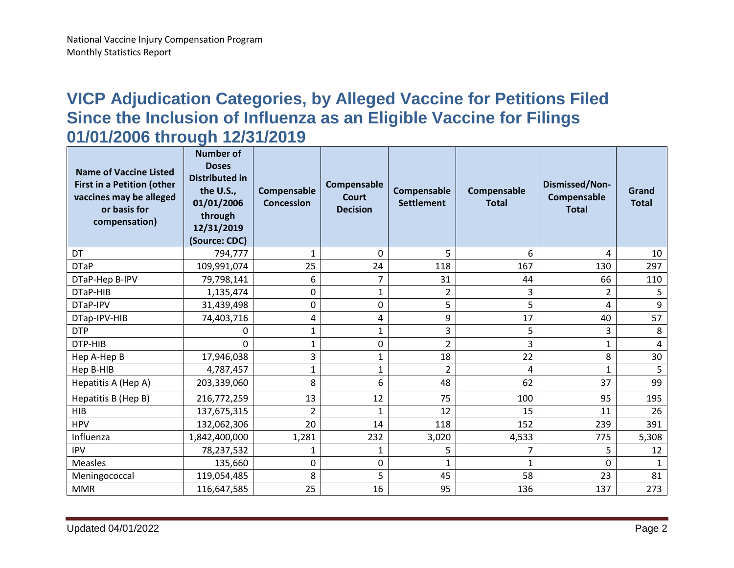National Vaccine Injury Compensation Program
Monthly Statistics Report

# VICP Adjudication Categories, by Alleged Vaccine for Petitions Filed Since the Inclusion of Influenza as an Eligible Vaccine for Filings 01/01/2006 through 12/31/2019

| Name of Vaccine Listed First in a Petition (other vaccines may be alleged or basis for compensation) | Number of Doses Distributed in the U.S., 01/01/2006 through 12/31/2019 (Source: CDC) | Compensable Concession | Compensable Court Decision | Compensable Settlement | Compensable Total | Dismissed/Non-Compensable Total | Grand Total |
|---|---|---|---|---|---|---|---|
| DT | 794,777 | 1 | 0 | 5 | 6 | 4 | 10 |
| DTaP | 109,991,074 | 25 | 24 | 118 | 167 | 130 | 297 |
| DTaP-Hep B-IPV | 79,798,141 | 6 | 7 | 31 | 44 | 66 | 110 |
| DTaP-HIB | 1,135,474 | 0 | 1 | 2 | 3 | 2 | 5 |
| DTaP-IPV | 31,439,498 | 0 | 0 | 5 | 5 | 4 | 9 |
| DTap-IPV-HIB | 74,403,716 | 4 | 4 | 9 | 17 | 40 | 57 |
| DTP | 0 | 1 | 1 | 3 | 5 | 3 | 8 |
| DTP-HIB | 0 | 1 | 0 | 2 | 3 | 1 | 4 |
| Hep A-Hep B | 17,946,038 | 3 | 1 | 18 | 22 | 8 | 30 |
| Hep B-HIB | 4,787,457 | 1 | 1 | 2 | 4 | 1 | 5 |
| Hepatitis A (Hep A) | 203,339,060 | 8 | 6 | 48 | 62 | 37 | 99 |
| Hepatitis B (Hep B) | 216,772,259 | 13 | 12 | 75 | 100 | 95 | 195 |
| HIB | 137,675,315 | 2 | 1 | 12 | 15 | 11 | 26 |
| HPV | 132,062,306 | 20 | 14 | 118 | 152 | 239 | 391 |
| Influenza | 1,842,400,000 | 1,281 | 232 | 3,020 | 4,533 | 775 | 5,308 |
| IPV | 78,237,532 | 1 | 1 | 5 | 7 | 5 | 12 |
| Measles | 135,660 | 0 | 0 | 1 | 1 | 0 | 1 |
| Meningococcal | 119,054,485 | 8 | 5 | 45 | 58 | 23 | 81 |
| MMR | 116,647,585 | 25 | 16 | 95 | 136 | 137 | 273 |

Updated 04/01/2022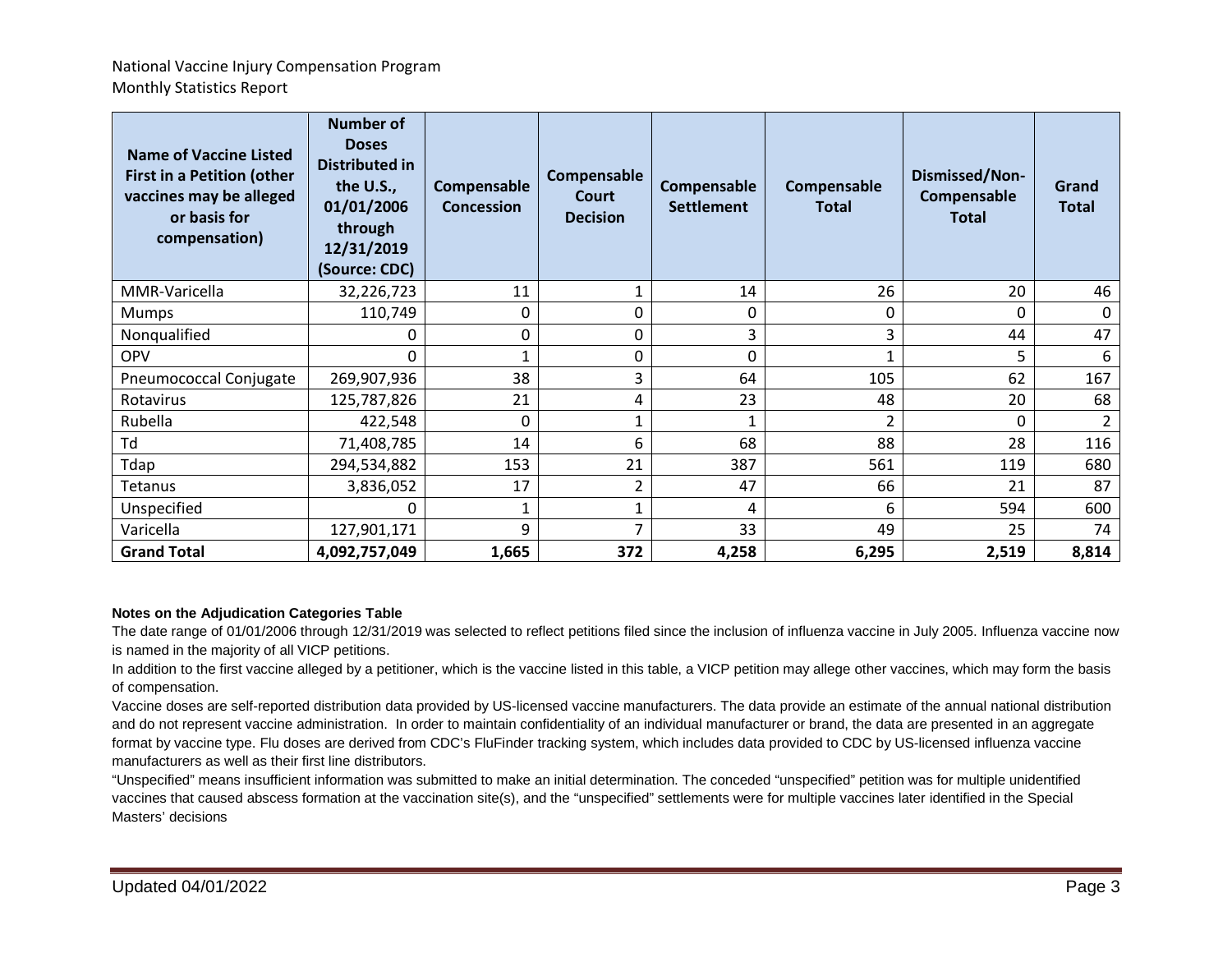National Vaccine Injury Compensation Program
Monthly Statistics Report

| Name of Vaccine Listed First in a Petition (other vaccines may be alleged or basis for compensation) | Number of Doses Distributed in the U.S., 01/01/2006 through 12/31/2019 (Source: CDC) | Compensable Concession | Compensable Court Decision | Compensable Settlement | Compensable Total | Dismissed/Non-Compensable Total | Grand Total |
|---|---|---|---|---|---|---|---|
| MMR-Varicella | 32,226,723 | 11 | 1 | 14 | 26 | 20 | 46 |
| Mumps | 110,749 | 0 | 0 | 0 | 0 | 0 | 0 |
| Nonqualified | 0 | 0 | 0 | 3 | 3 | 44 | 47 |
| OPV | 0 | 1 | 0 | 0 | 1 | 5 | 6 |
| Pneumococcal Conjugate | 269,907,936 | 38 | 3 | 64 | 105 | 62 | 167 |
| Rotavirus | 125,787,826 | 21 | 4 | 23 | 48 | 20 | 68 |
| Rubella | 422,548 | 0 | 1 | 1 | 2 | 0 | 2 |
| Td | 71,408,785 | 14 | 6 | 68 | 88 | 28 | 116 |
| Tdap | 294,534,882 | 153 | 21 | 387 | 561 | 119 | 680 |
| Tetanus | 3,836,052 | 17 | 2 | 47 | 66 | 21 | 87 |
| Unspecified | 0 | 1 | 1 | 4 | 6 | 594 | 600 |
| Varicella | 127,901,171 | 9 | 7 | 33 | 49 | 25 | 74 |
| **Grand Total** | **4,092,757,049** | **1,665** | **372** | **4,258** | **6,295** | **2,519** | **8,814** |

**Notes on the Adjudication Categories Table**

The date range of 01/01/2006 through 12/31/2019 was selected to reflect petitions filed since the inclusion of influenza vaccine in July 2005. Influenza vaccine now is named in the majority of all VICP petitions.

In addition to the first vaccine alleged by a petitioner, which is the vaccine listed in this table, a VICP petition may allege other vaccines, which may form the basis of compensation.

Vaccine doses are self-reported distribution data provided by US-licensed vaccine manufacturers. The data provide an estimate of the annual national distribution and do not represent vaccine administration. In order to maintain confidentiality of an individual manufacturer or brand, the data are presented in an aggregate format by vaccine type. Flu doses are derived from CDC's FluFinder tracking system, which includes data provided to CDC by US-licensed influenza vaccine manufacturers as well as their first line distributors.

"Unspecified" means insufficient information was submitted to make an initial determination. The conceded "unspecified" petition was for multiple unidentified vaccines that caused abscess formation at the vaccination site(s), and the "unspecified" settlements were for multiple vaccines later identified in the Special Masters' decisions

Updated 04/01/2022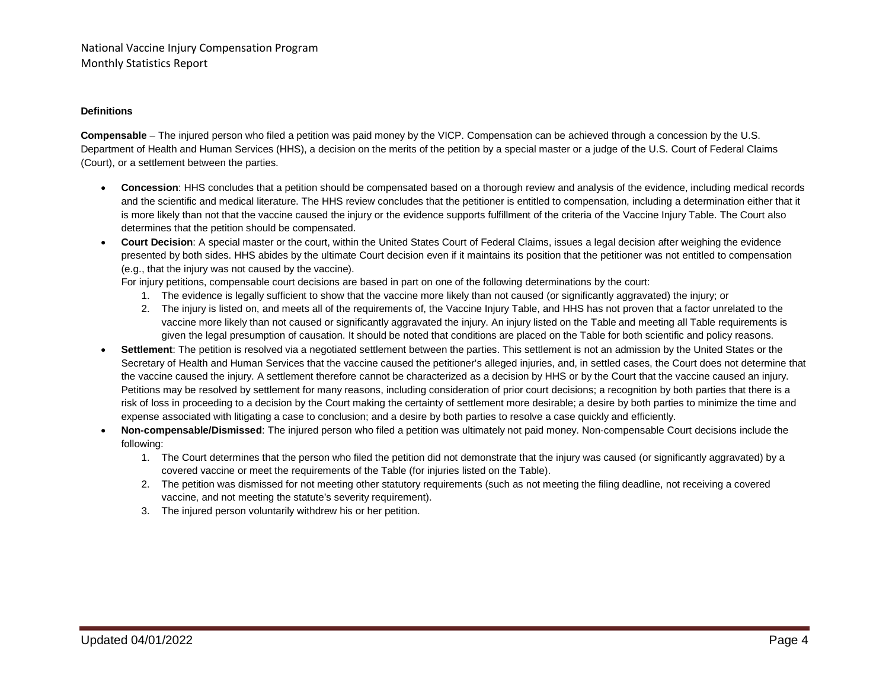**Definitions**

**Compensable** – The injured person who filed a petition was paid money by the VICP. Compensation can be achieved through a concession by the U.S. Department of Health and Human Services (HHS), a decision on the merits of the petition by a special master or a judge of the U.S. Court of Federal Claims (Court), or a settlement between the parties.

- **Concession**: HHS concludes that a petition should be compensated based on a thorough review and analysis of the evidence, including medical records and the scientific and medical literature. The HHS review concludes that the petitioner is entitled to compensation, including a determination either that it is more likely than not that the vaccine caused the injury or the evidence supports fulfillment of the criteria of the Vaccine Injury Table. The Court also determines that the petition should be compensated.
- **Court Decision**: A special master or the court, within the United States Court of Federal Claims, issues a legal decision after weighing the evidence presented by both sides. HHS abides by the ultimate Court decision even if it maintains its position that the petitioner was not entitled to compensation (e.g., that the injury was not caused by the vaccine).
  For injury petitions, compensable court decisions are based in part on one of the following determinations by the court:
  1. The evidence is legally sufficient to show that the vaccine more likely than not caused (or significantly aggravated) the injury; or
  2. The injury is listed on, and meets all of the requirements of, the Vaccine Injury Table, and HHS has not proven that a factor unrelated to the vaccine more likely than not caused or significantly aggravated the injury. An injury listed on the Table and meeting all Table requirements is given the legal presumption of causation. It should be noted that conditions are placed on the Table for both scientific and policy reasons.
- **Settlement**: The petition is resolved via a negotiated settlement between the parties. This settlement is not an admission by the United States or the Secretary of Health and Human Services that the vaccine caused the petitioner's alleged injuries, and, in settled cases, the Court does not determine that the vaccine caused the injury. A settlement therefore cannot be characterized as a decision by HHS or by the Court that the vaccine caused an injury. Petitions may be resolved by settlement for many reasons, including consideration of prior court decisions; a recognition by both parties that there is a risk of loss in proceeding to a decision by the Court making the certainty of settlement more desirable; a desire by both parties to minimize the time and expense associated with litigating a case to conclusion; and a desire by both parties to resolve a case quickly and efficiently.
- **Non-compensable/Dismissed**: The injured person who filed a petition was ultimately not paid money. Non-compensable Court decisions include the following:
  1. The Court determines that the person who filed the petition did not demonstrate that the injury was caused (or significantly aggravated) by a covered vaccine or meet the requirements of the Table (for injuries listed on the Table).
  2. The petition was dismissed for not meeting other statutory requirements (such as not meeting the filing deadline, not receiving a covered vaccine, and not meeting the statute's severity requirement).
  3. The injured person voluntarily withdrew his or her petition.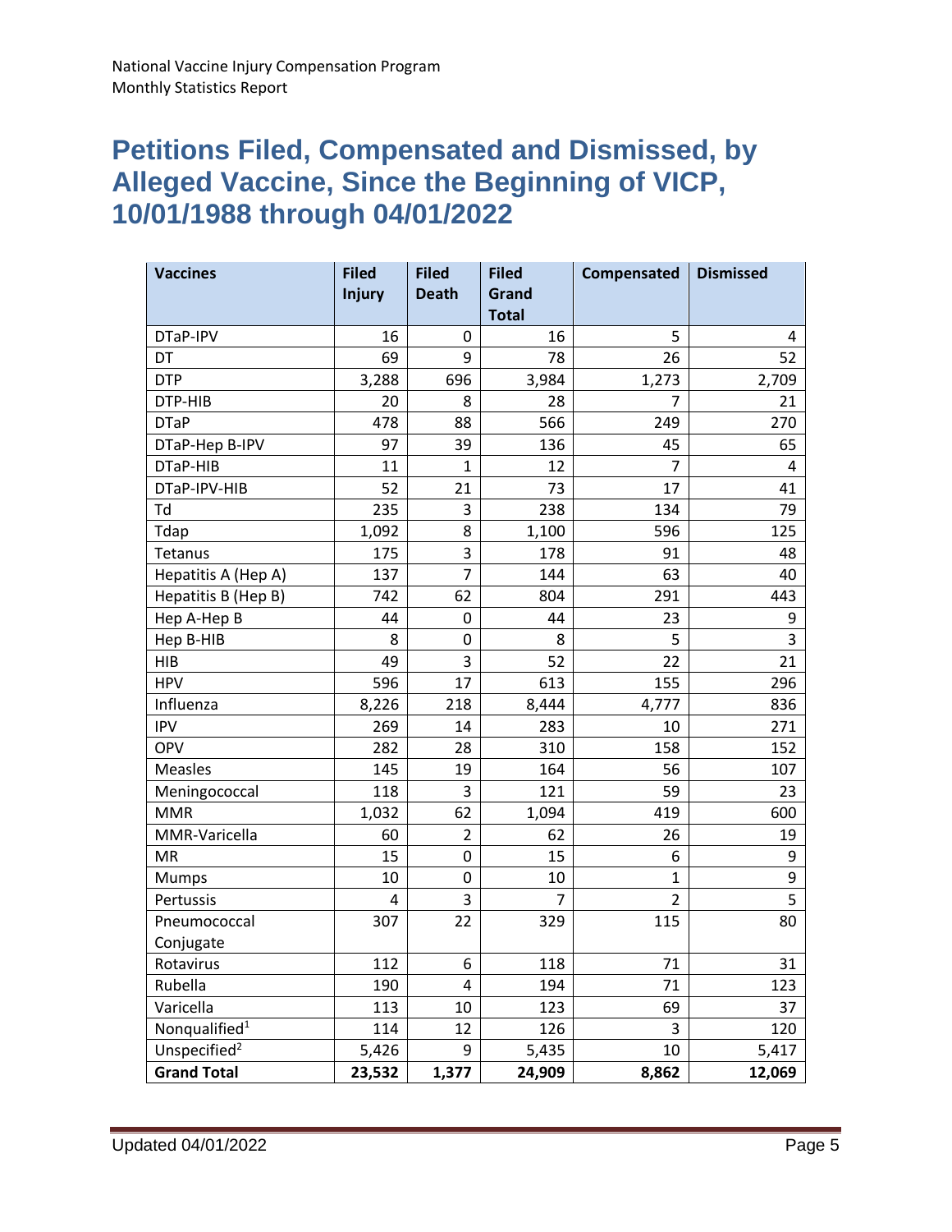# Petitions Filed, Compensated and Dismissed, by Alleged Vaccine, Since the Beginning of VICP, 10/01/1988 through 04/01/2022

| Vaccines | Filed Injury | Filed Death | Filed Grand Total | Compensated | Dismissed |
|---|---|---|---|---|---|
| DTaP-IPV | 16 | 0 | 16 | 5 | 4 |
| DT | 69 | 9 | 78 | 26 | 52 |
| DTP | 3,288 | 696 | 3,984 | 1,273 | 2,709 |
| DTP-HIB | 20 | 8 | 28 | 7 | 21 |
| DTaP | 478 | 88 | 566 | 249 | 270 |
| DTaP-Hep B-IPV | 97 | 39 | 136 | 45 | 65 |
| DTaP-HIB | 11 | 1 | 12 | 7 | 4 |
| DTaP-IPV-HIB | 52 | 21 | 73 | 17 | 41 |
| Td | 235 | 3 | 238 | 134 | 79 |
| Tdap | 1,092 | 8 | 1,100 | 596 | 125 |
| Tetanus | 175 | 3 | 178 | 91 | 48 |
| Hepatitis A (Hep A) | 137 | 7 | 144 | 63 | 40 |
| Hepatitis B (Hep B) | 742 | 62 | 804 | 291 | 443 |
| Hep A-Hep B | 44 | 0 | 44 | 23 | 9 |
| Hep B-HIB | 8 | 0 | 8 | 5 | 3 |
| HIB | 49 | 3 | 52 | 22 | 21 |
| HPV | 596 | 17 | 613 | 155 | 296 |
| Influenza | 8,226 | 218 | 8,444 | 4,777 | 836 |
| IPV | 269 | 14 | 283 | 10 | 271 |
| OPV | 282 | 28 | 310 | 158 | 152 |
| Measles | 145 | 19 | 164 | 56 | 107 |
| Meningococcal | 118 | 3 | 121 | 59 | 23 |
| MMR | 1,032 | 62 | 1,094 | 419 | 600 |
| MMR-Varicella | 60 | 2 | 62 | 26 | 19 |
| MR | 15 | 0 | 15 | 6 | 9 |
| Mumps | 10 | 0 | 10 | 1 | 9 |
| Pertussis | 4 | 3 | 7 | 2 | 5 |
| Pneumococcal Conjugate | 307 | 22 | 329 | 115 | 80 |
| Rotavirus | 112 | 6 | 118 | 71 | 31 |
| Rubella | 190 | 4 | 194 | 71 | 123 |
| Varicella | 113 | 10 | 123 | 69 | 37 |
| Nonqualified[1] | 114 | 12 | 126 | 3 | 120 |
| Unspecified[2] | 5,426 | 9 | 5,435 | 10 | 5,417 |
| **Grand Total** | **23,532** | **1,377** | **24,909** | **8,862** | **12,069** |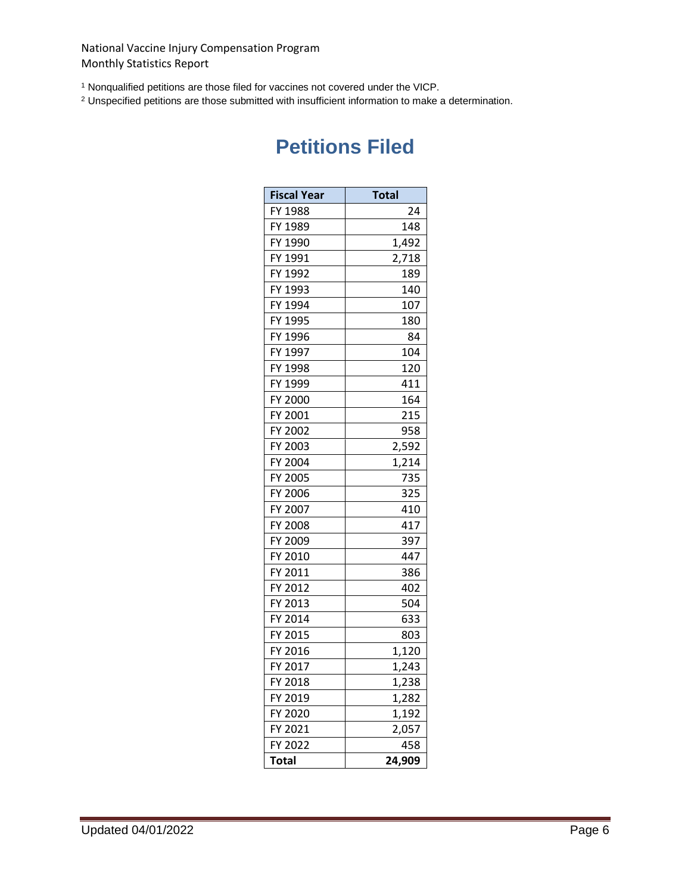[1] Nonqualified petitions are those filed for vaccines not covered under the VICP.

[2] Unspecified petitions are those submitted with insufficient information to make a determination.

# Petitions Filed

| Fiscal Year | Total |
|---|---|
| FY 1988 | 24 |
| FY 1989 | 148 |
| FY 1990 | 1,492 |
| FY 1991 | 2,718 |
| FY 1992 | 189 |
| FY 1993 | 140 |
| FY 1994 | 107 |
| FY 1995 | 180 |
| FY 1996 | 84 |
| FY 1997 | 104 |
| FY 1998 | 120 |
| FY 1999 | 411 |
| FY 2000 | 164 |
| FY 2001 | 215 |
| FY 2002 | 958 |
| FY 2003 | 2,592 |
| FY 2004 | 1,214 |
| FY 2005 | 735 |
| FY 2006 | 325 |
| FY 2007 | 410 |
| FY 2008 | 417 |
| FY 2009 | 397 |
| FY 2010 | 447 |
| FY 2011 | 386 |
| FY 2012 | 402 |
| FY 2013 | 504 |
| FY 2014 | 633 |
| FY 2015 | 803 |
| FY 2016 | 1,120 |
| FY 2017 | 1,243 |
| FY 2018 | 1,238 |
| FY 2019 | 1,282 |
| FY 2020 | 1,192 |
| FY 2021 | 2,057 |
| FY 2022 | 458 |
| **Total** | **24,909** |

Updated 04/01/2022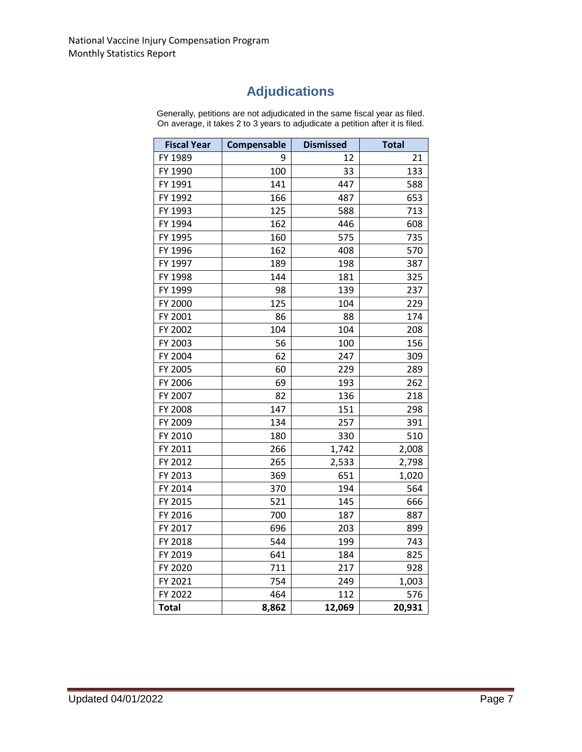## Adjudications

Generally, petitions are not adjudicated in the same fiscal year as filed.
On average, it takes 2 to 3 years to adjudicate a petition after it is filed.

| Fiscal Year | Compensable | Dismissed | Total |
|---|---|---|---|
| FY 1989 | 9 | 12 | 21 |
| FY 1990 | 100 | 33 | 133 |
| FY 1991 | 141 | 447 | 588 |
| FY 1992 | 166 | 487 | 653 |
| FY 1993 | 125 | 588 | 713 |
| FY 1994 | 162 | 446 | 608 |
| FY 1995 | 160 | 575 | 735 |
| FY 1996 | 162 | 408 | 570 |
| FY 1997 | 189 | 198 | 387 |
| FY 1998 | 144 | 181 | 325 |
| FY 1999 | 98 | 139 | 237 |
| FY 2000 | 125 | 104 | 229 |
| FY 2001 | 86 | 88 | 174 |
| FY 2002 | 104 | 104 | 208 |
| FY 2003 | 56 | 100 | 156 |
| FY 2004 | 62 | 247 | 309 |
| FY 2005 | 60 | 229 | 289 |
| FY 2006 | 69 | 193 | 262 |
| FY 2007 | 82 | 136 | 218 |
| FY 2008 | 147 | 151 | 298 |
| FY 2009 | 134 | 257 | 391 |
| FY 2010 | 180 | 330 | 510 |
| FY 2011 | 266 | 1,742 | 2,008 |
| FY 2012 | 265 | 2,533 | 2,798 |
| FY 2013 | 369 | 651 | 1,020 |
| FY 2014 | 370 | 194 | 564 |
| FY 2015 | 521 | 145 | 666 |
| FY 2016 | 700 | 187 | 887 |
| FY 2017 | 696 | 203 | 899 |
| FY 2018 | 544 | 199 | 743 |
| FY 2019 | 641 | 184 | 825 |
| FY 2020 | 711 | 217 | 928 |
| FY 2021 | 754 | 249 | 1,003 |
| FY 2022 | 464 | 112 | 576 |
| **Total** | **8,862** | **12,069** | **20,931** |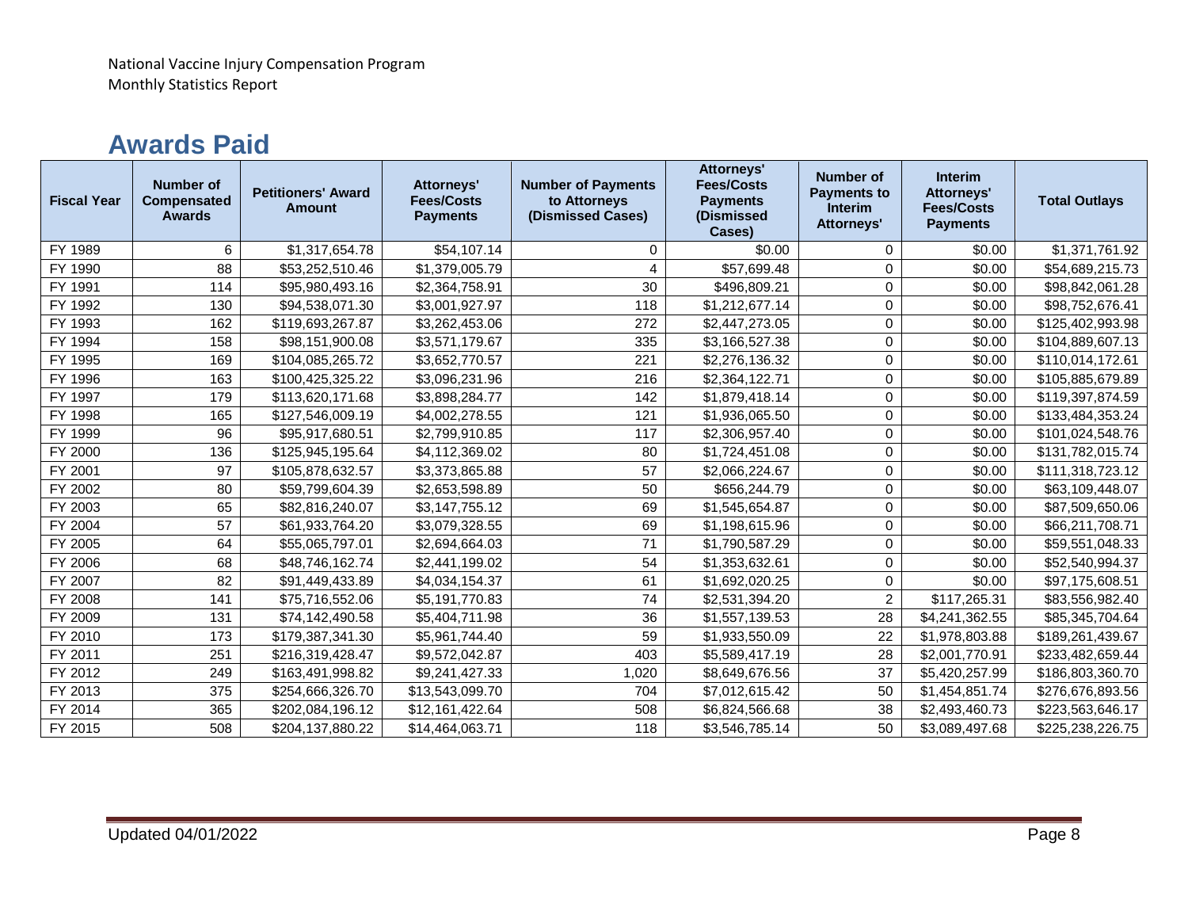National Vaccine Injury Compensation Program
Monthly Statistics Report

## Awards Paid

| Fiscal Year | Number of Compensated Awards | Petitioners' Award Amount | Attorneys' Fees/Costs Payments | Number of Payments to Attorneys (Dismissed Cases) | Attorneys' Fees/Costs Payments (Dismissed Cases) | Number of Payments to Interim Attorneys' | Interim Attorneys' Fees/Costs Payments | Total Outlays |
|---|---|---|---|---|---|---|---|---|
| FY 1989 | 6 | $1,317,654.78 | $54,107.14 | 0 | $0.00 | 0 | $0.00 | $1,371,761.92 |
| FY 1990 | 88 | $53,252,510.46 | $1,379,005.79 | 4 | $57,699.48 | 0 | $0.00 | $54,689,215.73 |
| FY 1991 | 114 | $95,980,493.16 | $2,364,758.91 | 30 | $496,809.21 | 0 | $0.00 | $98,842,061.28 |
| FY 1992 | 130 | $94,538,071.30 | $3,001,927.97 | 118 | $1,212,677.14 | 0 | $0.00 | $98,752,676.41 |
| FY 1993 | 162 | $119,693,267.87 | $3,262,453.06 | 272 | $2,447,273.05 | 0 | $0.00 | $125,402,993.98 |
| FY 1994 | 158 | $98,151,900.08 | $3,571,179.67 | 335 | $3,166,527.38 | 0 | $0.00 | $104,889,607.13 |
| FY 1995 | 169 | $104,085,265.72 | $3,652,770.57 | 221 | $2,276,136.32 | 0 | $0.00 | $110,014,172.61 |
| FY 1996 | 163 | $100,425,325.22 | $3,096,231.96 | 216 | $2,364,122.71 | 0 | $0.00 | $105,885,679.89 |
| FY 1997 | 179 | $113,620,171.68 | $3,898,284.77 | 142 | $1,879,418.14 | 0 | $0.00 | $119,397,874.59 |
| FY 1998 | 165 | $127,546,009.19 | $4,002,278.55 | 121 | $1,936,065.50 | 0 | $0.00 | $133,484,353.24 |
| FY 1999 | 96 | $95,917,680.51 | $2,799,910.85 | 117 | $2,306,957.40 | 0 | $0.00 | $101,024,548.76 |
| FY 2000 | 136 | $125,945,195.64 | $4,112,369.02 | 80 | $1,724,451.08 | 0 | $0.00 | $131,782,015.74 |
| FY 2001 | 97 | $105,878,632.57 | $3,373,865.88 | 57 | $2,066,224.67 | 0 | $0.00 | $111,318,723.12 |
| FY 2002 | 80 | $59,799,604.39 | $2,653,598.89 | 50 | $656,244.79 | 0 | $0.00 | $63,109,448.07 |
| FY 2003 | 65 | $82,816,240.07 | $3,147,755.12 | 69 | $1,545,654.87 | 0 | $0.00 | $87,509,650.06 |
| FY 2004 | 57 | $61,933,764.20 | $3,079,328.55 | 69 | $1,198,615.96 | 0 | $0.00 | $66,211,708.71 |
| FY 2005 | 64 | $55,065,797.01 | $2,694,664.03 | 71 | $1,790,587.29 | 0 | $0.00 | $59,551,048.33 |
| FY 2006 | 68 | $48,746,162.74 | $2,441,199.02 | 54 | $1,353,632.61 | 0 | $0.00 | $52,540,994.37 |
| FY 2007 | 82 | $91,449,433.89 | $4,034,154.37 | 61 | $1,692,020.25 | 0 | $0.00 | $97,175,608.51 |
| FY 2008 | 141 | $75,716,552.06 | $5,191,770.83 | 74 | $2,531,394.20 | 2 | $117,265.31 | $83,556,982.40 |
| FY 2009 | 131 | $74,142,490.58 | $5,404,711.98 | 36 | $1,557,139.53 | 28 | $4,241,362.55 | $85,345,704.64 |
| FY 2010 | 173 | $179,387,341.30 | $5,961,744.40 | 59 | $1,933,550.09 | 22 | $1,978,803.88 | $189,261,439.67 |
| FY 2011 | 251 | $216,319,428.47 | $9,572,042.87 | 403 | $5,589,417.19 | 28 | $2,001,770.91 | $233,482,659.44 |
| FY 2012 | 249 | $163,491,998.82 | $9,241,427.33 | 1,020 | $8,649,676.56 | 37 | $5,420,257.99 | $186,803,360.70 |
| FY 2013 | 375 | $254,666,326.70 | $13,543,099.70 | 704 | $7,012,615.42 | 50 | $1,454,851.74 | $276,676,893.56 |
| FY 2014 | 365 | $202,084,196.12 | $12,161,422.64 | 508 | $6,824,566.68 | 38 | $2,493,460.73 | $223,563,646.17 |
| FY 2015 | 508 | $204,137,880.22 | $14,464,063.71 | 118 | $3,546,785.14 | 50 | $3,089,497.68 | $225,238,226.75 |

Updated 04/01/2022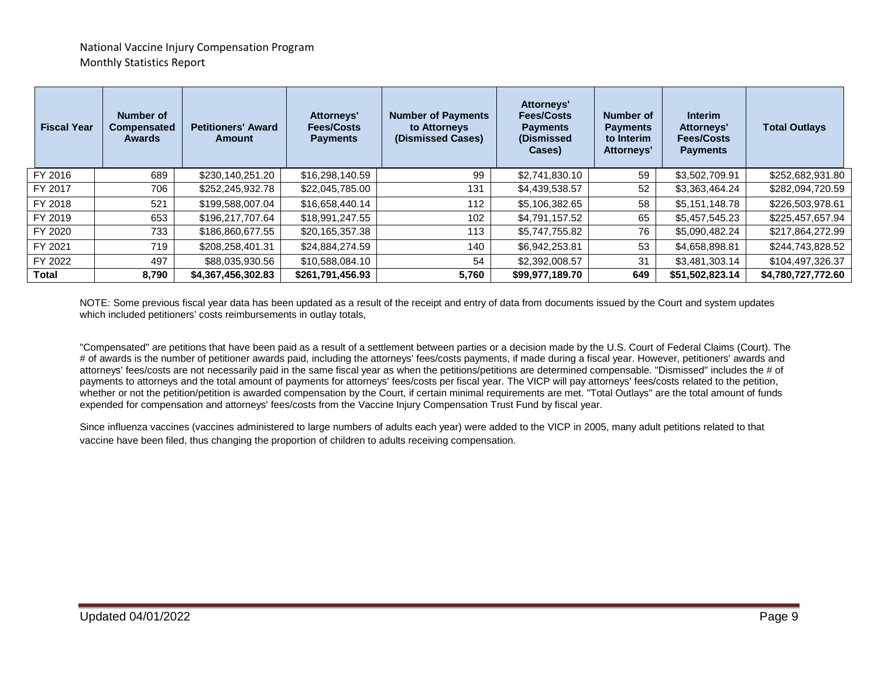National Vaccine Injury Compensation Program
Monthly Statistics Report

| Fiscal Year | Number of Compensated Awards | Petitioners' Award Amount | Attorneys' Fees/Costs Payments | Number of Payments to Attorneys (Dismissed Cases) | Attorneys' Fees/Costs Payments (Dismissed Cases) | Number of Payments to Interim Attorneys' | Interim Attorneys' Fees/Costs Payments | Total Outlays |
|---|---|---|---|---|---|---|---|---|
| FY 2016 | 689 | $230,140,251.20 | $16,298,140.59 | 99 | $2,741,830.10 | 59 | $3,502,709.91 | $252,682,931.80 |
| FY 2017 | 706 | $252,245,932.78 | $22,045,785.00 | 131 | $4,439,538.57 | 52 | $3,363,464.24 | $282,094,720.59 |
| FY 2018 | 521 | $199,588,007.04 | $16,658,440.14 | 112 | $5,106,382.65 | 58 | $5,151,148.78 | $226,503,978.61 |
| FY 2019 | 653 | $196,217,707.64 | $18,991,247.55 | 102 | $4,791,157.52 | 65 | $5,457,545.23 | $225,457,657.94 |
| FY 2020 | 733 | $186,860,677.55 | $20,165,357.38 | 113 | $5,747,755.82 | 76 | $5,090,482.24 | $217,864,272.99 |
| FY 2021 | 719 | $208,258,401.31 | $24,884,274.59 | 140 | $6,942,253.81 | 53 | $4,658,898.81 | $244,743,828.52 |
| FY 2022 | 497 | $88,035,930.56 | $10,588,084.10 | 54 | $2,392,008.57 | 31 | $3,481,303.14 | $104,497,326.37 |
| **Total** | **8,790** | **$4,367,456,302.83** | **$261,791,456.93** | **5,760** | **$99,977,189.70** | **649** | **$51,502,823.14** | **$4,780,727,772.60** |

NOTE: Some previous fiscal year data has been updated as a result of the receipt and entry of data from documents issued by the Court and system updates which included petitioners' costs reimbursements in outlay totals,

"Compensated" are petitions that have been paid as a result of a settlement between parties or a decision made by the U.S. Court of Federal Claims (Court). The # of awards is the number of petitioner awards paid, including the attorneys' fees/costs payments, if made during a fiscal year. However, petitioners' awards and attorneys' fees/costs are not necessarily paid in the same fiscal year as when the petitions/petitions are determined compensable. "Dismissed" includes the # of payments to attorneys and the total amount of payments for attorneys' fees/costs per fiscal year. The VICP will pay attorneys' fees/costs related to the petition, whether or not the petition/petition is awarded compensation by the Court, if certain minimal requirements are met. "Total Outlays" are the total amount of funds expended for compensation and attorneys' fees/costs from the Vaccine Injury Compensation Trust Fund by fiscal year.

Since influenza vaccines (vaccines administered to large numbers of adults each year) were added to the VICP in 2005, many adult petitions related to that vaccine have been filed, thus changing the proportion of children to adults receiving compensation.

Updated 04/01/2022